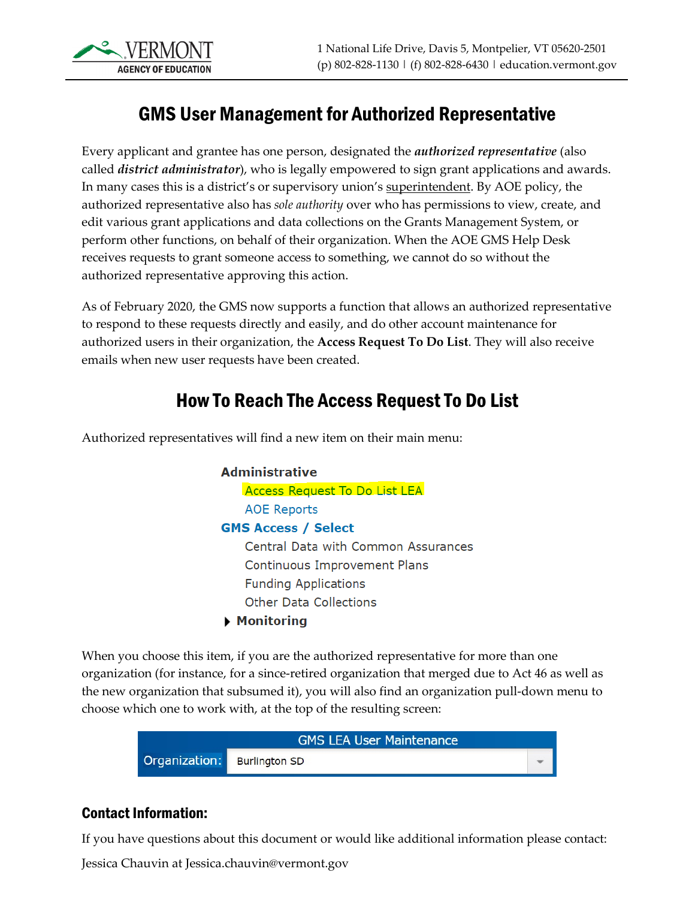VERMONT
AGENCY OF EDUCATION

1 National Life Drive, Davis 5, Montpelier, VT 05620-2501
(p) 802-828-1130 | (f) 802-828-6430 | education.vermont.gov

# GMS User Management for Authorized Representative

Every applicant and grantee has one person, designated the ***authorized representative*** (also called ***district administrator***), who is legally empowered to sign grant applications and awards. In many cases this is a district's or supervisory union's superintendent. By AOE policy, the authorized representative also has *sole authority* over who has permissions to view, create, and edit various grant applications and data collections on the Grants Management System, or perform other functions, on behalf of their organization. When the AOE GMS Help Desk receives requests to grant someone access to something, we cannot do so without the authorized representative approving this action.

As of February 2020, the GMS now supports a function that allows an authorized representative to respond to these requests directly and easily, and do other account maintenance for authorized users in their organization, the **Access Request To Do List**. They will also receive emails when new user requests have been created.

## How To Reach The Access Request To Do List

Authorized representatives will find a new item on their main menu:

**Administrative**
- Access Request To Do List LEA
- AOE Reports

**GMS Access / Select**
- Central Data with Common Assurances
- Continuous Improvement Plans
- Funding Applications
- Other Data Collections

▸ **Monitoring**

When you choose this item, if you are the authorized representative for more than one organization (for instance, for a since-retired organization that merged due to Act 46 as well as the new organization that subsumed it), you will also find an organization pull-down menu to choose which one to work with, at the top of the resulting screen:

GMS LEA User Maintenance
Organization: Burlington SD

### Contact Information:

If you have questions about this document or would like additional information please contact:

Jessica Chauvin at Jessica.chauvin@vermont.gov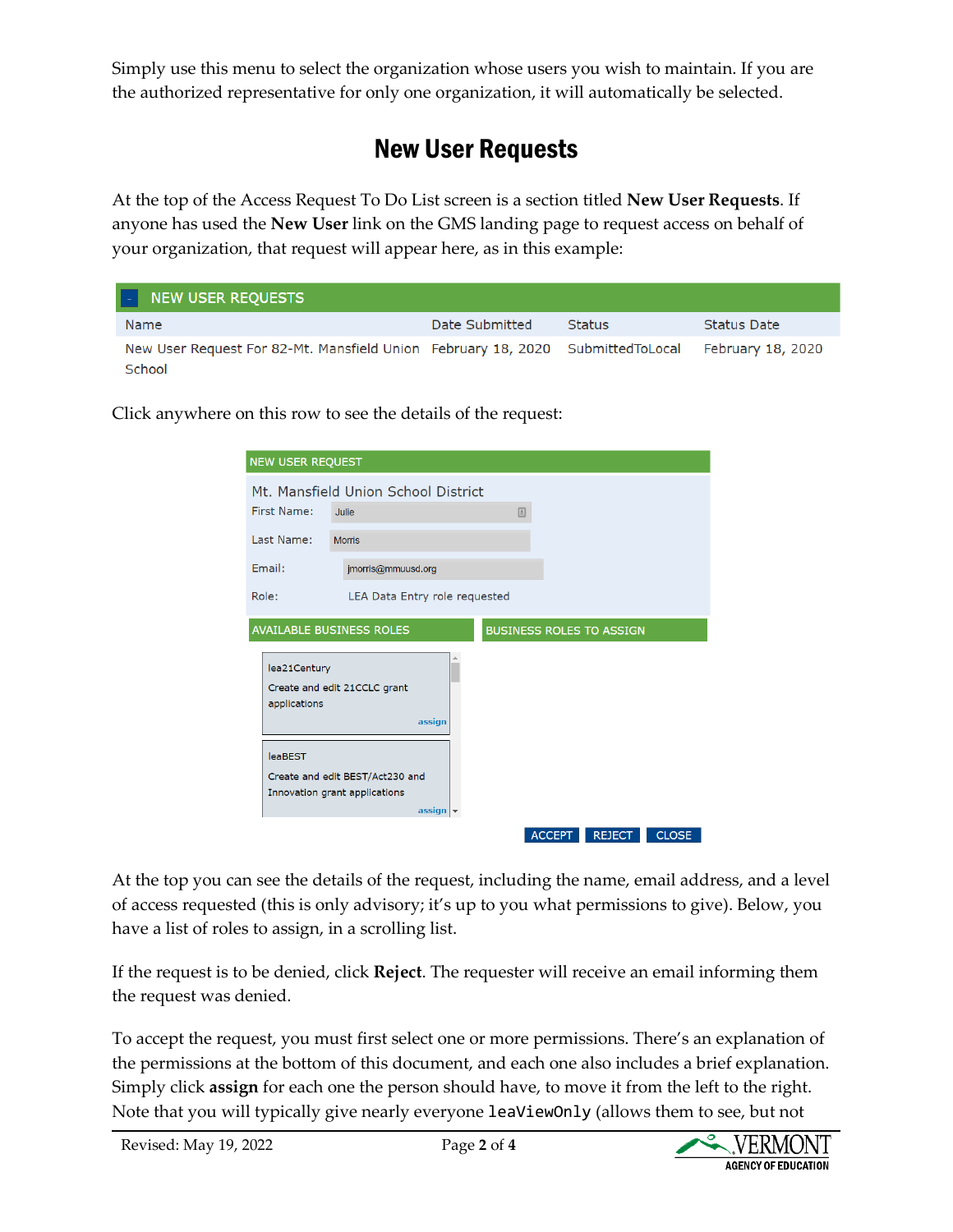Simply use this menu to select the organization whose users you wish to maintain. If you are the authorized representative for only one organization, it will automatically be selected.

## New User Requests

At the top of the Access Request To Do List screen is a section titled **New User Requests**. If anyone has used the **New User** link on the GMS landing page to request access on behalf of your organization, that request will appear here, as in this example:

| NEW USER REQUESTS | | | |
|---|---|---|---|
| Name | Date Submitted | Status | Status Date |
| New User Request For 82-Mt. Mansfield Union School | February 18, 2020 | SubmittedToLocal | February 18, 2020 |

Click anywhere on this row to see the details of the request:

NEW USER REQUEST

Mt. Mansfield Union School District

First Name: Julie

Last Name: Morris

Email: jmorris@mmuusd.org

Role: LEA Data Entry role requested

| AVAILABLE BUSINESS ROLES | BUSINESS ROLES TO ASSIGN |
|---|---|
| lea21Century<br>Create and edit 21CCLC grant applications<br>assign | |
| leaBEST<br>Create and edit BEST/Act230 and Innovation grant applications<br>assign | |

ACCEPT REJECT CLOSE

At the top you can see the details of the request, including the name, email address, and a level of access requested (this is only advisory; it's up to you what permissions to give). Below, you have a list of roles to assign, in a scrolling list.

If the request is to be denied, click **Reject**. The requester will receive an email informing them the request was denied.

To accept the request, you must first select one or more permissions. There's an explanation of the permissions at the bottom of this document, and each one also includes a brief explanation. Simply click **assign** for each one the person should have, to move it from the left to the right. Note that you will typically give nearly everyone `leaViewOnly` (allows them to see, but not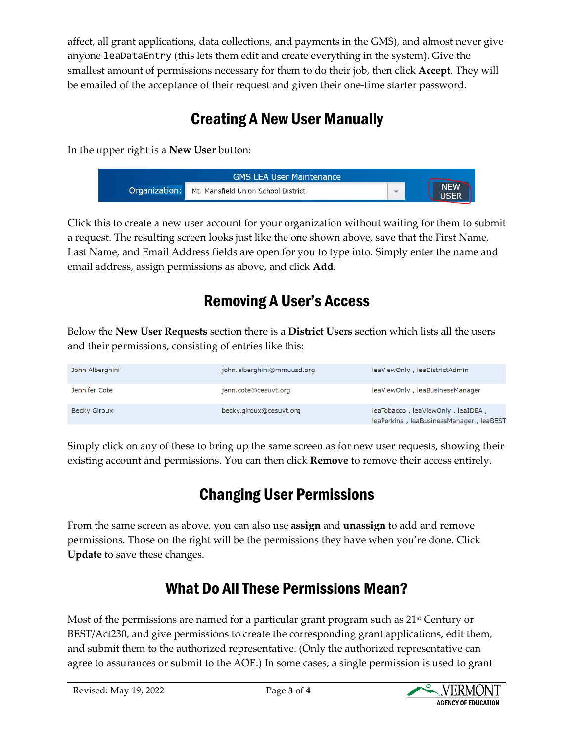affect, all grant applications, data collections, and payments in the GMS), and almost never give anyone `leaDataEntry` (this lets them edit and create everything in the system). Give the smallest amount of permissions necessary for them to do their job, then click **Accept**. They will be emailed of the acceptance of their request and given their one-time starter password.

## Creating A New User Manually

In the upper right is a **New User** button:

| GMS LEA User Maintenance | | |
|---|---|---|
| Organization: | Mt. Mansfield Union School District | NEW USER |

Click this to create a new user account for your organization without waiting for them to submit a request. The resulting screen looks just like the one shown above, save that the First Name, Last Name, and Email Address fields are open for you to type into. Simply enter the name and email address, assign permissions as above, and click **Add**.

## Removing A User's Access

Below the **New User Requests** section there is a **District Users** section which lists all the users and their permissions, consisting of entries like this:

| | | |
|---|---|---|
| John Alberghini | john.alberghini@mmuusd.org | leaViewOnly , leaDistrictAdmin |
| Jennifer Cote | jenn.cote@cesuvt.org | leaViewOnly , leaBusinessManager |
| Becky Giroux | becky.giroux@cesuvt.org | leaTobacco , leaViewOnly , leaIDEA , leaPerkins , leaBusinessManager , leaBEST |

Simply click on any of these to bring up the same screen as for new user requests, showing their existing account and permissions. You can then click **Remove** to remove their access entirely.

## Changing User Permissions

From the same screen as above, you can also use **assign** and **unassign** to add and remove permissions. Those on the right will be the permissions they have when you're done. Click **Update** to save these changes.

## What Do All These Permissions Mean?

Most of the permissions are named for a particular grant program such as 21st Century or BEST/Act230, and give permissions to create the corresponding grant applications, edit them, and submit them to the authorized representative. (Only the authorized representative can agree to assurances or submit to the AOE.) In some cases, a single permission is used to grant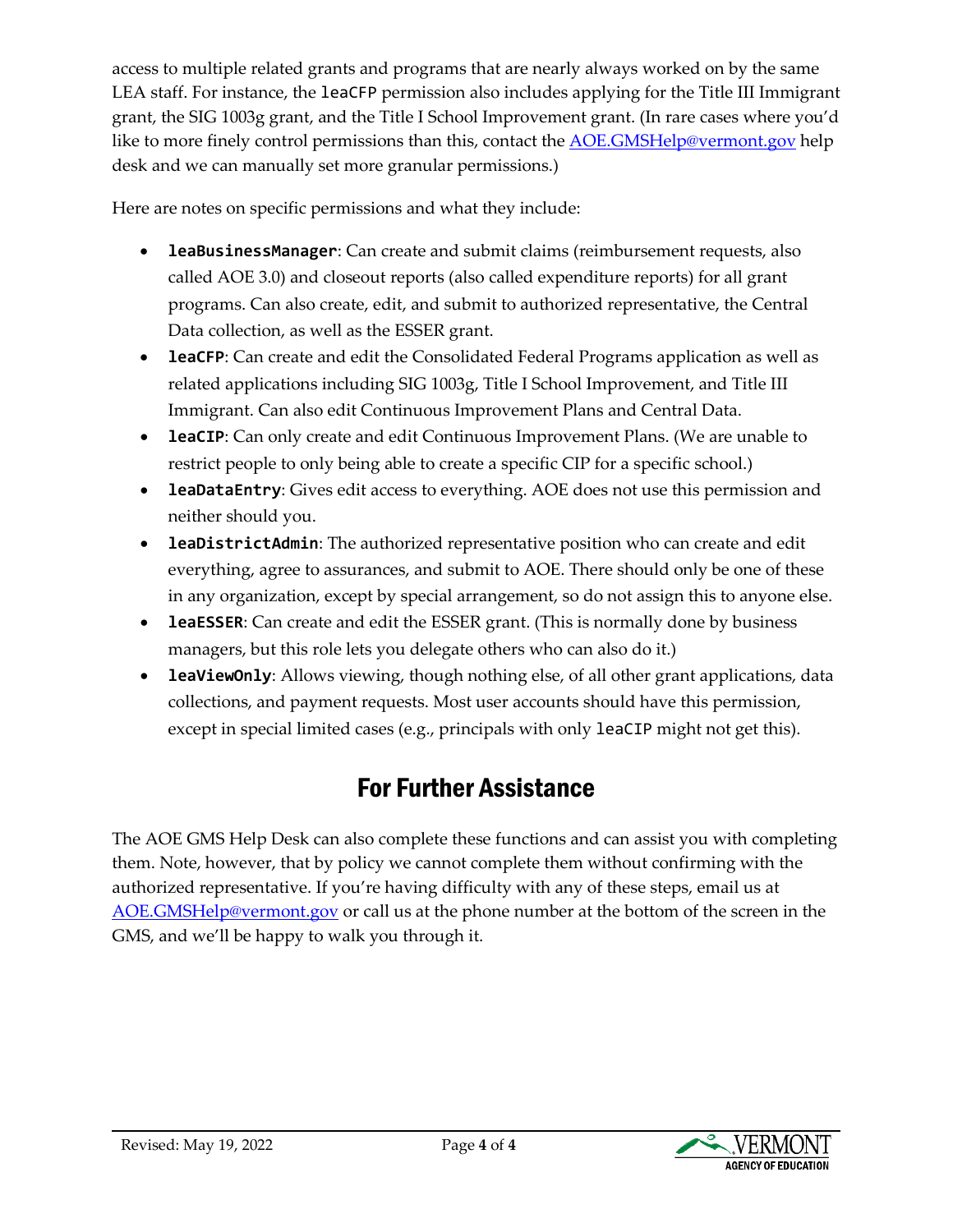access to multiple related grants and programs that are nearly always worked on by the same LEA staff. For instance, the `leaCFP` permission also includes applying for the Title III Immigrant grant, the SIG 1003g grant, and the Title I School Improvement grant. (In rare cases where you'd like to more finely control permissions than this, contact the [AOE.GMSHelp@vermont.gov](mailto:AOE.GMSHelp@vermont.gov) help desk and we can manually set more granular permissions.)

Here are notes on specific permissions and what they include:

- **`leaBusinessManager`**: Can create and submit claims (reimbursement requests, also called AOE 3.0) and closeout reports (also called expenditure reports) for all grant programs. Can also create, edit, and submit to authorized representative, the Central Data collection, as well as the ESSER grant.
- **`leaCFP`**: Can create and edit the Consolidated Federal Programs application as well as related applications including SIG 1003g, Title I School Improvement, and Title III Immigrant. Can also edit Continuous Improvement Plans and Central Data.
- **`leaCIP`**: Can only create and edit Continuous Improvement Plans. (We are unable to restrict people to only being able to create a specific CIP for a specific school.)
- **`leaDataEntry`**: Gives edit access to everything. AOE does not use this permission and neither should you.
- **`leaDistrictAdmin`**: The authorized representative position who can create and edit everything, agree to assurances, and submit to AOE. There should only be one of these in any organization, except by special arrangement, so do not assign this to anyone else.
- **`leaESSER`**: Can create and edit the ESSER grant. (This is normally done by business managers, but this role lets you delegate others who can also do it.)
- **`leaViewOnly`**: Allows viewing, though nothing else, of all other grant applications, data collections, and payment requests. Most user accounts should have this permission, except in special limited cases (e.g., principals with only `leaCIP` might not get this).

## For Further Assistance

The AOE GMS Help Desk can also complete these functions and can assist you with completing them. Note, however, that by policy we cannot complete them without confirming with the authorized representative. If you're having difficulty with any of these steps, email us at [AOE.GMSHelp@vermont.gov](mailto:AOE.GMSHelp@vermont.gov) or call us at the phone number at the bottom of the screen in the GMS, and we'll be happy to walk you through it.

Revised: May 19, 2022